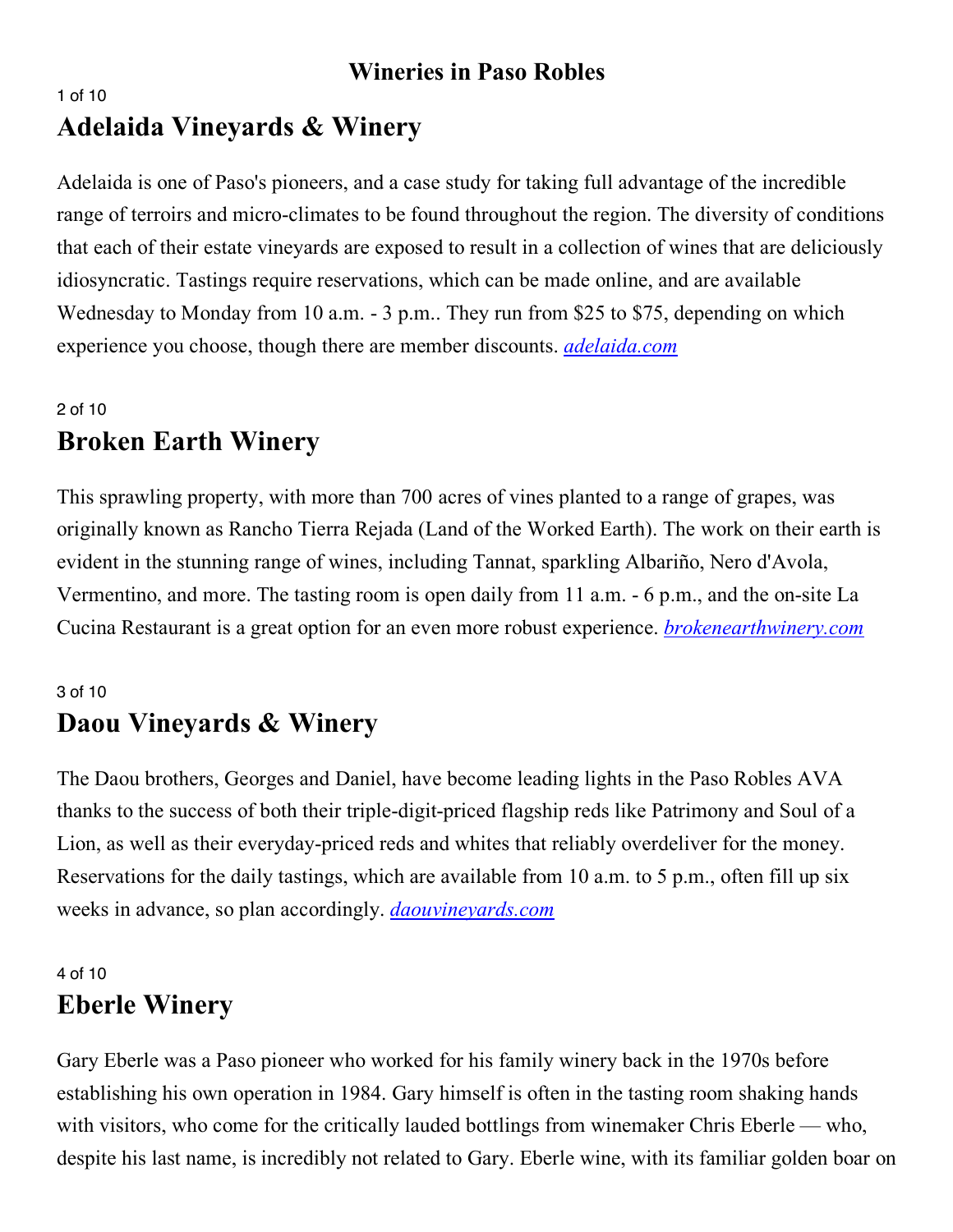# Wineries in Paso Robles

1 of 10

## Adelaida Vineyards & Winery

Adelaida is one of Paso's pioneers, and a case study for taking full advantage of the incredible range of terroirs and micro-climates to be found throughout the region. The diversity of conditions that each of their estate vineyards are exposed to result in a collection of wines that are deliciously idiosyncratic. Tastings require reservations, which can be made online, and are available Wednesday to Monday from 10 a.m. - 3 p.m.. They run from $25 to $75, depending on which experience you choose, though there are member discounts. *adelaida.com*

2 of 10

## Broken Earth Winery

This sprawling property, with more than 700 acres of vines planted to a range of grapes, was originally known as Rancho Tierra Rejada (Land of the Worked Earth). The work on their earth is evident in the stunning range of wines, including Tannat, sparkling Albariño, Nero d'Avola, Vermentino, and more. The tasting room is open daily from 11 a.m. - 6 p.m., and the on-site La Cucina Restaurant is a great option for an even more robust experience. *brokenearthwinery.com*

3 of 10

## Daou Vineyards & Winery

The Daou brothers, Georges and Daniel, have become leading lights in the Paso Robles AVA thanks to the success of both their triple-digit-priced flagship reds like Patrimony and Soul of a Lion, as well as their everyday-priced reds and whites that reliably overdeliver for the money. Reservations for the daily tastings, which are available from 10 a.m. to 5 p.m., often fill up six weeks in advance, so plan accordingly. *daouvineyards.com*

4 of 10

## Eberle Winery

Gary Eberle was a Paso pioneer who worked for his family winery back in the 1970s before establishing his own operation in 1984. Gary himself is often in the tasting room shaking hands with visitors, who come for the critically lauded bottlings from winemaker Chris Eberle — who, despite his last name, is incredibly not related to Gary. Eberle wine, with its familiar golden boar on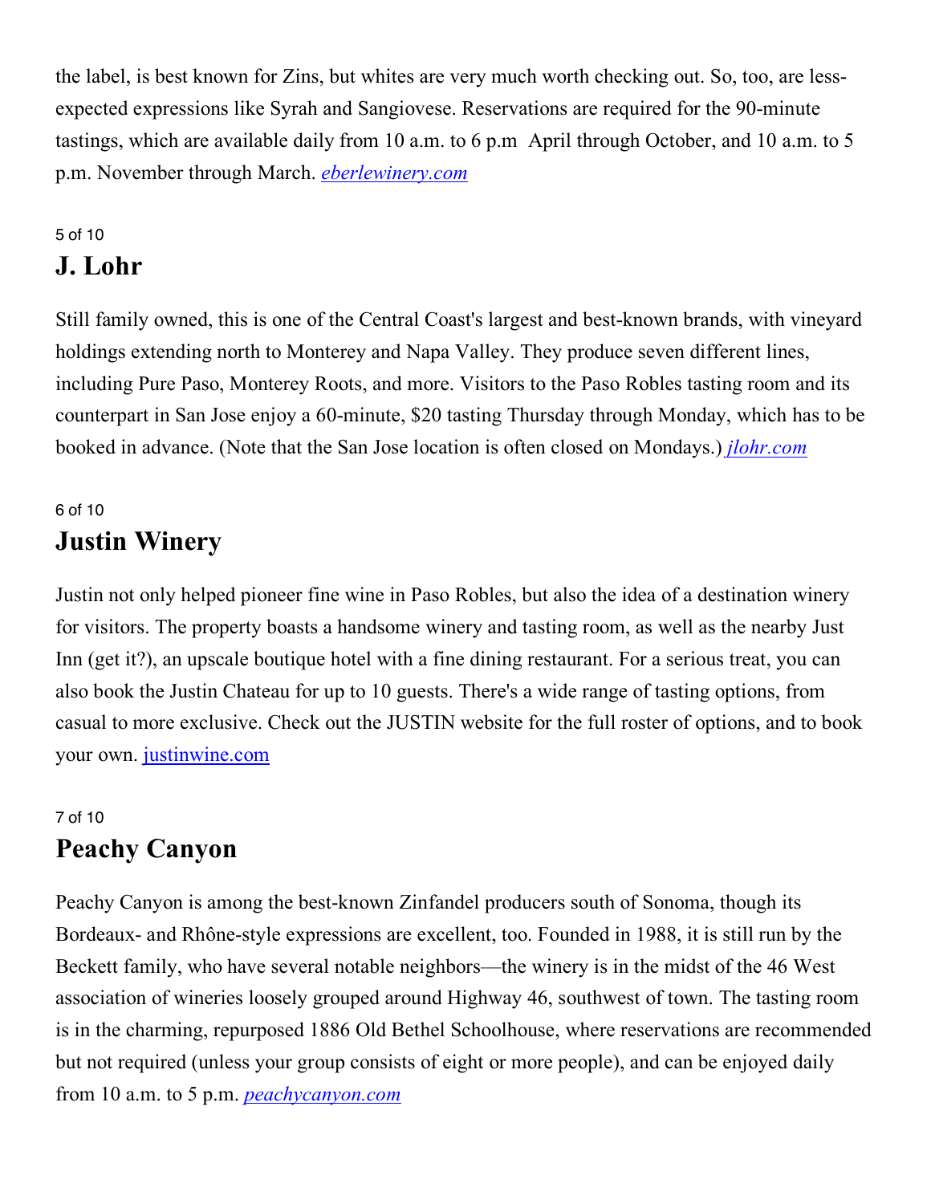the label, is best known for Zins, but whites are very much worth checking out. So, too, are less-expected expressions like Syrah and Sangiovese. Reservations are required for the 90-minute tastings, which are available daily from 10 a.m. to 6 p.m  April through October, and 10 a.m. to 5 p.m. November through March. *[eberlewinery.com](eberlewinery.com)*

5 of 10

## J. Lohr

Still family owned, this is one of the Central Coast's largest and best-known brands, with vineyard holdings extending north to Monterey and Napa Valley. They produce seven different lines, including Pure Paso, Monterey Roots, and more. Visitors to the Paso Robles tasting room and its counterpart in San Jose enjoy a 60-minute, $20 tasting Thursday through Monday, which has to be booked in advance. (Note that the San Jose location is often closed on Mondays.) *[jlohr.com](jlohr.com)*

6 of 10

## Justin Winery

Justin not only helped pioneer fine wine in Paso Robles, but also the idea of a destination winery for visitors. The property boasts a handsome winery and tasting room, as well as the nearby Just Inn (get it?), an upscale boutique hotel with a fine dining restaurant. For a serious treat, you can also book the Justin Chateau for up to 10 guests. There's a wide range of tasting options, from casual to more exclusive. Check out the JUSTIN website for the full roster of options, and to book your own. [justinwine.com](justinwine.com)

7 of 10

## Peachy Canyon

Peachy Canyon is among the best-known Zinfandel producers south of Sonoma, though its Bordeaux- and Rhône-style expressions are excellent, too. Founded in 1988, it is still run by the Beckett family, who have several notable neighbors—the winery is in the midst of the 46 West association of wineries loosely grouped around Highway 46, southwest of town. The tasting room is in the charming, repurposed 1886 Old Bethel Schoolhouse, where reservations are recommended but not required (unless your group consists of eight or more people), and can be enjoyed daily from 10 a.m. to 5 p.m. *[peachycanyon.com](peachycanyon.com)*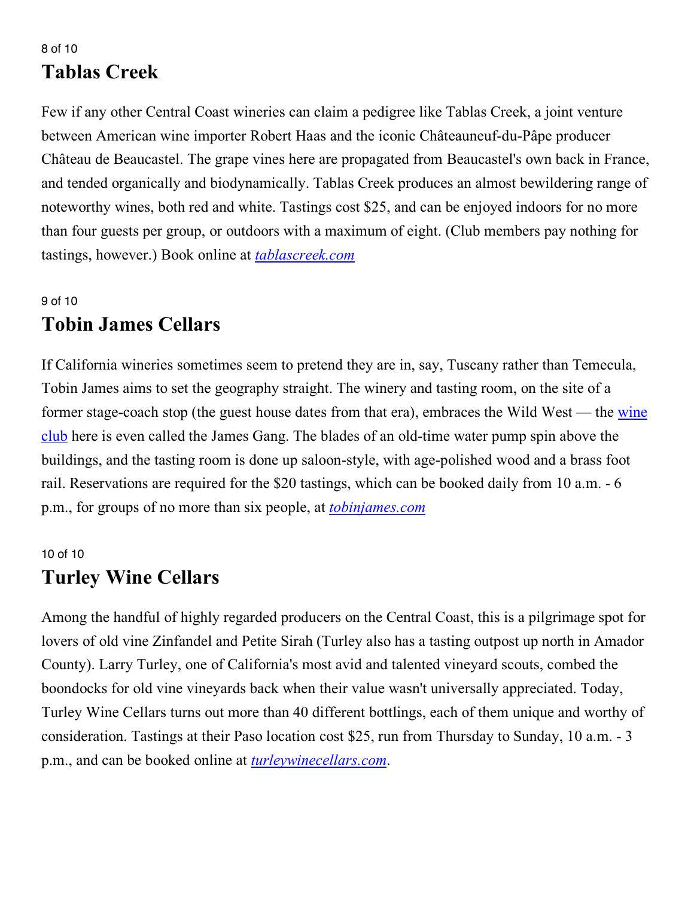8 of 10

## Tablas Creek

Few if any other Central Coast wineries can claim a pedigree like Tablas Creek, a joint venture between American wine importer Robert Haas and the iconic Châteauneuf-du-Pâpe producer Château de Beaucastel. The grape vines here are propagated from Beaucastel's own back in France, and tended organically and biodynamically. Tablas Creek produces an almost bewildering range of noteworthy wines, both red and white. Tastings cost $25, and can be enjoyed indoors for no more than four guests per group, or outdoors with a maximum of eight. (Club members pay nothing for tastings, however.) Book online at *tablascreek.com*

9 of 10

## Tobin James Cellars

If California wineries sometimes seem to pretend they are in, say, Tuscany rather than Temecula, Tobin James aims to set the geography straight. The winery and tasting room, on the site of a former stage-coach stop (the guest house dates from that era), embraces the Wild West — the wine club here is even called the James Gang. The blades of an old-time water pump spin above the buildings, and the tasting room is done up saloon-style, with age-polished wood and a brass foot rail. Reservations are required for the $20 tastings, which can be booked daily from 10 a.m. - 6 p.m., for groups of no more than six people, at *tobinjames.com*

10 of 10

## Turley Wine Cellars

Among the handful of highly regarded producers on the Central Coast, this is a pilgrimage spot for lovers of old vine Zinfandel and Petite Sirah (Turley also has a tasting outpost up north in Amador County). Larry Turley, one of California's most avid and talented vineyard scouts, combed the boondocks for old vine vineyards back when their value wasn't universally appreciated. Today, Turley Wine Cellars turns out more than 40 different bottlings, each of them unique and worthy of consideration. Tastings at their Paso location cost $25, run from Thursday to Sunday, 10 a.m. - 3 p.m., and can be booked online at *turleywinecellars.com*.